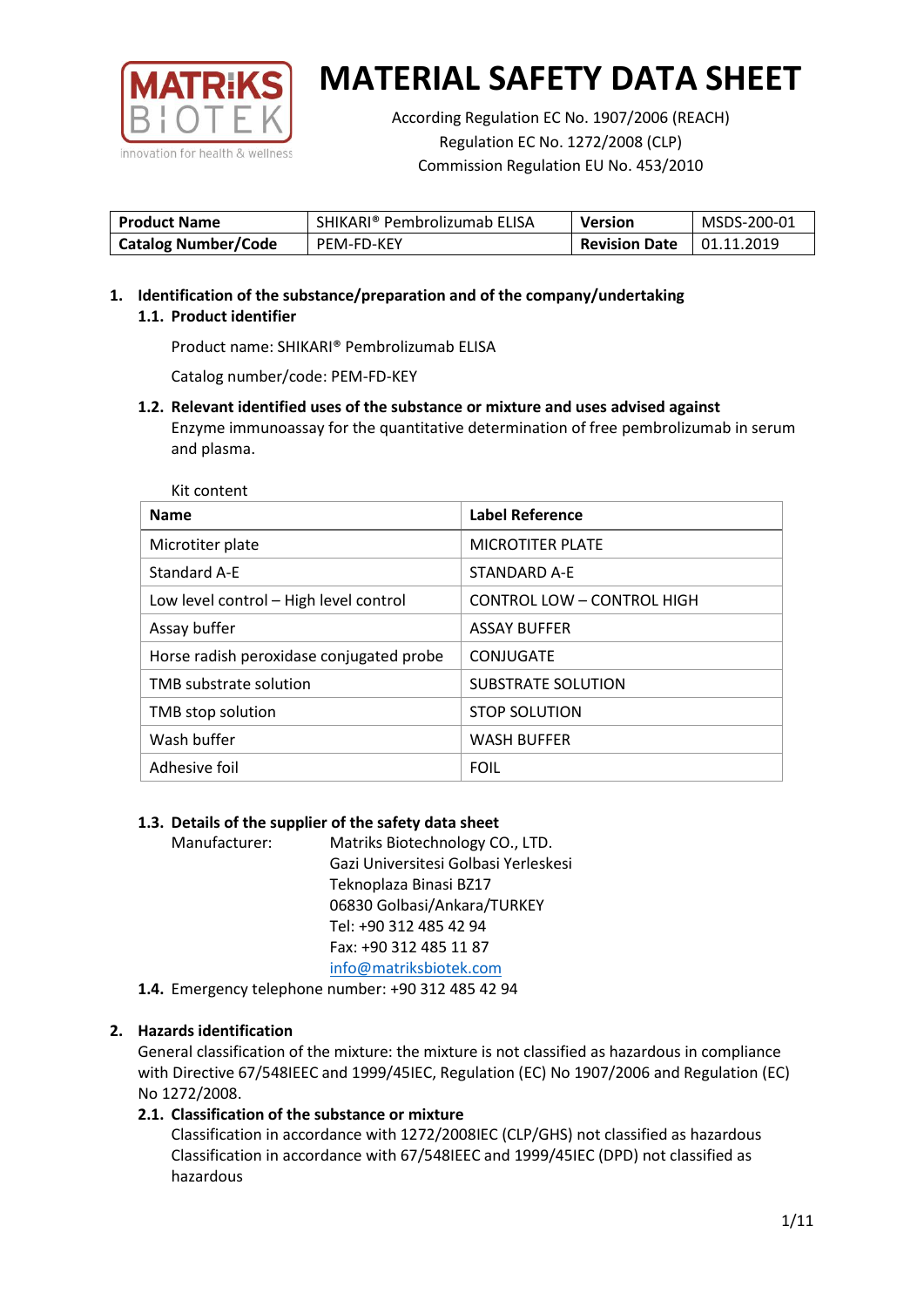# MATERIAL SAFETY DATA SHEET

According Regulation EC No. 1907/2006 (REACH)
Regulation EC No. 1272/2008 (CLP)
Commission Regulation EU No. 453/2010

| Product Name | SHIKARI® Pembrolizumab ELISA | Version | MSDS-200-01 |
|---|---|---|---|
| Catalog Number/Code | PEM-FD-KEY | Revision Date | 01.11.2019 |

## 1. Identification of the substance/preparation and of the company/undertaking

### 1.1. Product identifier

Product name: SHIKARI® Pembrolizumab ELISA

Catalog number/code: PEM-FD-KEY

### 1.2. Relevant identified uses of the substance or mixture and uses advised against

Enzyme immunoassay for the quantitative determination of free pembrolizumab in serum and plasma.

Kit content

| Name | Label Reference |
|---|---|
| Microtiter plate | MICROTITER PLATE |
| Standard A-E | STANDARD A-E |
| Low level control – High level control | CONTROL LOW – CONTROL HIGH |
| Assay buffer | ASSAY BUFFER |
| Horse radish peroxidase conjugated probe | CONJUGATE |
| TMB substrate solution | SUBSTRATE SOLUTION |
| TMB stop solution | STOP SOLUTION |
| Wash buffer | WASH BUFFER |
| Adhesive foil | FOIL |

### 1.3. Details of the supplier of the safety data sheet

Manufacturer: Matriks Biotechnology CO., LTD.
Gazi Universitesi Golbasi Yerleskesi
Teknoplaza Binasi BZ17
06830 Golbasi/Ankara/TURKEY
Tel: +90 312 485 42 94
Fax: +90 312 485 11 87
info@matriksbiotek.com

### 1.4. Emergency telephone number: +90 312 485 42 94

## 2. Hazards identification

General classification of the mixture: the mixture is not classified as hazardous in compliance with Directive 67/548IEEC and 1999/45IEC, Regulation (EC) No 1907/2006 and Regulation (EC) No 1272/2008.

### 2.1. Classification of the substance or mixture

Classification in accordance with 1272/2008IEC (CLP/GHS) not classified as hazardous
Classification in accordance with 67/548IEEC and 1999/45IEC (DPD) not classified as hazardous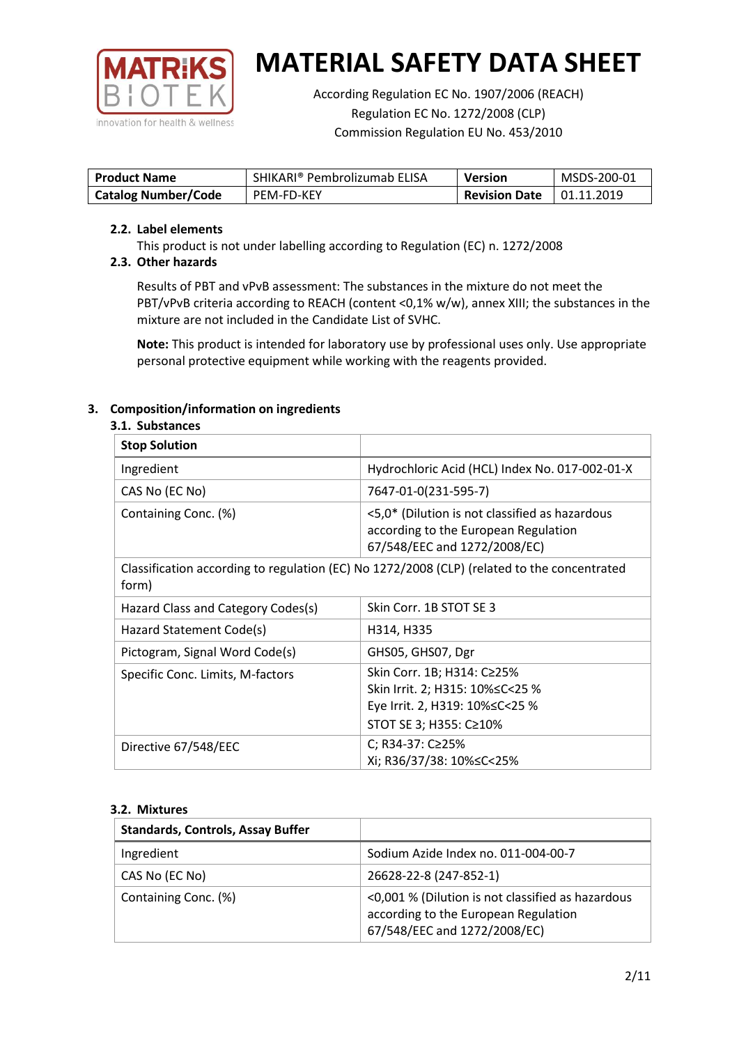| **Product Name** | SHIKARI® Pembrolizumab ELISA | **Version** | MSDS-200-01 |
|---|---|---|---|
| **Catalog Number/Code** | PEM-FD-KEY | **Revision Date** | 01.11.2019 |

### 2.2. Label elements

This product is not under labelling according to Regulation (EC) n. 1272/2008

### 2.3. Other hazards

Results of PBT and vPvB assessment: The substances in the mixture do not meet the PBT/vPvB criteria according to REACH (content <0,1% w/w), annex XIII; the substances in the mixture are not included in the Candidate List of SVHC.

**Note:** This product is intended for laboratory use by professional uses only. Use appropriate personal protective equipment while working with the reagents provided.

## 3. Composition/information on ingredients

### 3.1. Substances

| **Stop Solution** | |
|---|---|
| Ingredient | Hydrochloric Acid (HCL) Index No. 017-002-01-X |
| CAS No (EC No) | 7647-01-0(231-595-7) |
| Containing Conc. (%) | <5,0* (Dilution is not classified as hazardous according to the European Regulation 67/548/EEC and 1272/2008/EC) |
| Classification according to regulation (EC) No 1272/2008 (CLP) (related to the concentrated form) | |
| Hazard Class and Category Codes(s) | Skin Corr. 1B STOT SE 3 |
| Hazard Statement Code(s) | H314, H335 |
| Pictogram, Signal Word Code(s) | GHS05, GHS07, Dgr |
| Specific Conc. Limits, M-factors | Skin Corr. 1B; H314: C≥25%<br>Skin Irrit. 2; H315: 10%≤C<25 %<br>Eye Irrit. 2, H319: 10%≤C<25 %<br>STOT SE 3; H355: C≥10% |
| Directive 67/548/EEC | C; R34-37: C≥25%<br>Xi; R36/37/38: 10%≤C<25% |

### 3.2. Mixtures

| **Standards, Controls, Assay Buffer** | |
|---|---|
| Ingredient | Sodium Azide Index no. 011-004-00-7 |
| CAS No (EC No) | 26628-22-8 (247-852-1) |
| Containing Conc. (%) | <0,001 % (Dilution is not classified as hazardous according to the European Regulation 67/548/EEC and 1272/2008/EC) |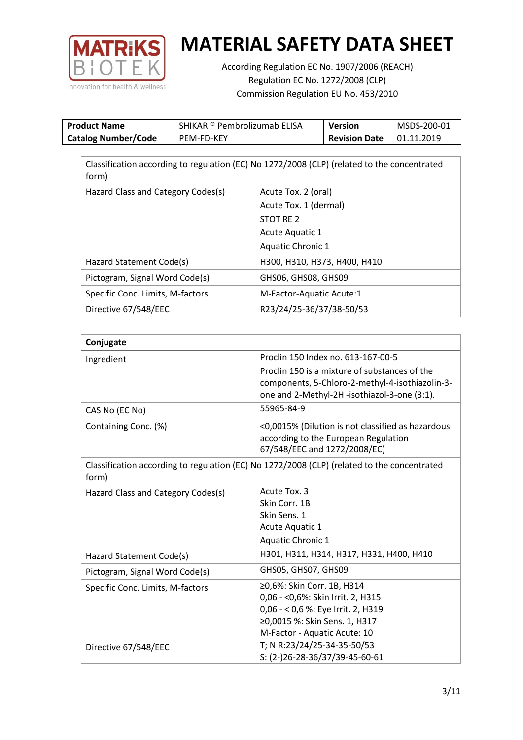# MATERIAL SAFETY DATA SHEET

According Regulation EC No. 1907/2006 (REACH)
Regulation EC No. 1272/2008 (CLP)
Commission Regulation EU No. 453/2010

| **Product Name** | SHIKARI® Pembrolizumab ELISA | **Version** | MSDS-200-01 |
|---|---|---|---|
| **Catalog Number/Code** | PEM-FD-KEY | **Revision Date** | 01.11.2019 |

| Classification according to regulation (EC) No 1272/2008 (CLP) (related to the concentrated form) | |
|---|---|
| Hazard Class and Category Codes(s) | Acute Tox. 2 (oral)<br>Acute Tox. 1 (dermal)<br>STOT RE 2<br>Acute Aquatic 1<br>Aquatic Chronic 1 |
| Hazard Statement Code(s) | H300, H310, H373, H400, H410 |
| Pictogram, Signal Word Code(s) | GHS06, GHS08, GHS09 |
| Specific Conc. Limits, M-factors | M-Factor-Aquatic Acute:1 |
| Directive 67/548/EEC | R23/24/25-36/37/38-50/53 |

| **Conjugate** | |
|---|---|
| Ingredient | Proclin 150 Index no. 613-167-00-5<br>Proclin 150 is a mixture of substances of the components, 5-Chloro-2-methyl-4-isothiazolin-3-one and 2-Methyl-2H -isothiazol-3-one (3:1). |
| CAS No (EC No) | 55965-84-9 |
| Containing Conc. (%) | <0,0015% (Dilution is not classified as hazardous according to the European Regulation 67/548/EEC and 1272/2008/EC) |
| Classification according to regulation (EC) No 1272/2008 (CLP) (related to the concentrated form) | |
| Hazard Class and Category Codes(s) | Acute Tox. 3<br>Skin Corr. 1B<br>Skin Sens. 1<br>Acute Aquatic 1<br>Aquatic Chronic 1 |
| Hazard Statement Code(s) | H301, H311, H314, H317, H331, H400, H410 |
| Pictogram, Signal Word Code(s) | GHS05, GHS07, GHS09 |
| Specific Conc. Limits, M-factors | ≥0,6%: Skin Corr. 1B, H314<br>0,06 - <0,6%: Skin Irrit. 2, H315<br>0,06 - < 0,6 %: Eye Irrit. 2, H319<br>≥0,0015 %: Skin Sens. 1, H317<br>M-Factor - Aquatic Acute: 10 |
| Directive 67/548/EEC | T; N R:23/24/25-34-35-50/53<br>S: (2-)26-28-36/37/39-45-60-61 |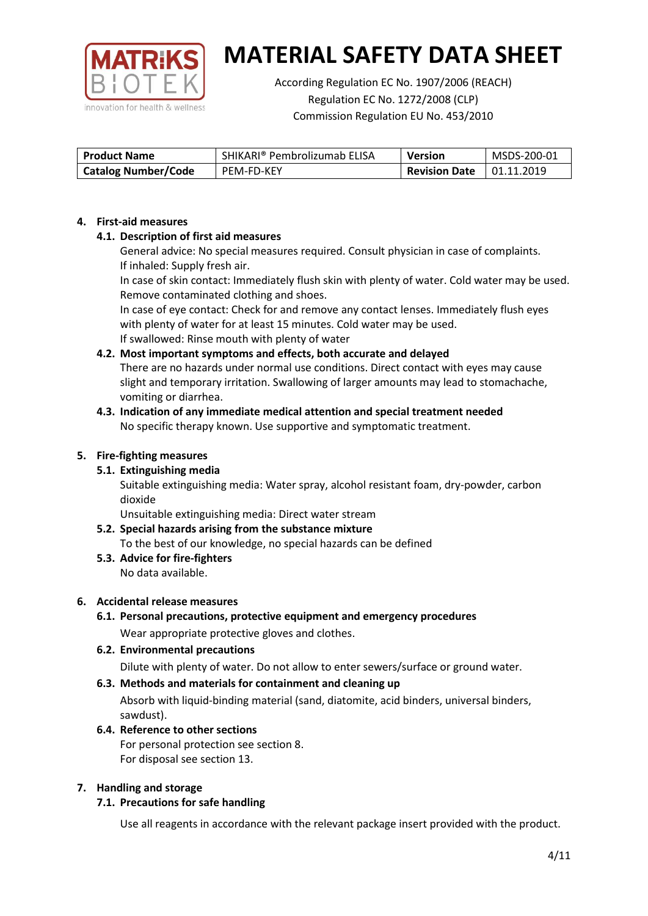# MATERIAL SAFETY DATA SHEET

According Regulation EC No. 1907/2006 (REACH)
Regulation EC No. 1272/2008 (CLP)
Commission Regulation EU No. 453/2010

| **Product Name** | SHIKARI® Pembrolizumab ELISA | **Version** | MSDS-200-01 |
|---|---|---|---|
| **Catalog Number/Code** | PEM-FD-KEY | **Revision Date** | 01.11.2019 |

## 4. First-aid measures

### 4.1. Description of first aid measures

General advice: No special measures required. Consult physician in case of complaints.
If inhaled: Supply fresh air.
In case of skin contact: Immediately flush skin with plenty of water. Cold water may be used. Remove contaminated clothing and shoes.
In case of eye contact: Check for and remove any contact lenses. Immediately flush eyes with plenty of water for at least 15 minutes. Cold water may be used.
If swallowed: Rinse mouth with plenty of water

### 4.2. Most important symptoms and effects, both accurate and delayed

There are no hazards under normal use conditions. Direct contact with eyes may cause slight and temporary irritation. Swallowing of larger amounts may lead to stomachache, vomiting or diarrhea.

### 4.3. Indication of any immediate medical attention and special treatment needed

No specific therapy known. Use supportive and symptomatic treatment.

## 5. Fire-fighting measures

### 5.1. Extinguishing media

Suitable extinguishing media: Water spray, alcohol resistant foam, dry-powder, carbon dioxide
Unsuitable extinguishing media: Direct water stream

### 5.2. Special hazards arising from the substance mixture

To the best of our knowledge, no special hazards can be defined

### 5.3. Advice for fire-fighters

No data available.

## 6. Accidental release measures

### 6.1. Personal precautions, protective equipment and emergency procedures

Wear appropriate protective gloves and clothes.

### 6.2. Environmental precautions

Dilute with plenty of water. Do not allow to enter sewers/surface or ground water.

### 6.3. Methods and materials for containment and cleaning up

Absorb with liquid-binding material (sand, diatomite, acid binders, universal binders, sawdust).

### 6.4. Reference to other sections

For personal protection see section 8.
For disposal see section 13.

## 7. Handling and storage

### 7.1. Precautions for safe handling

Use all reagents in accordance with the relevant package insert provided with the product.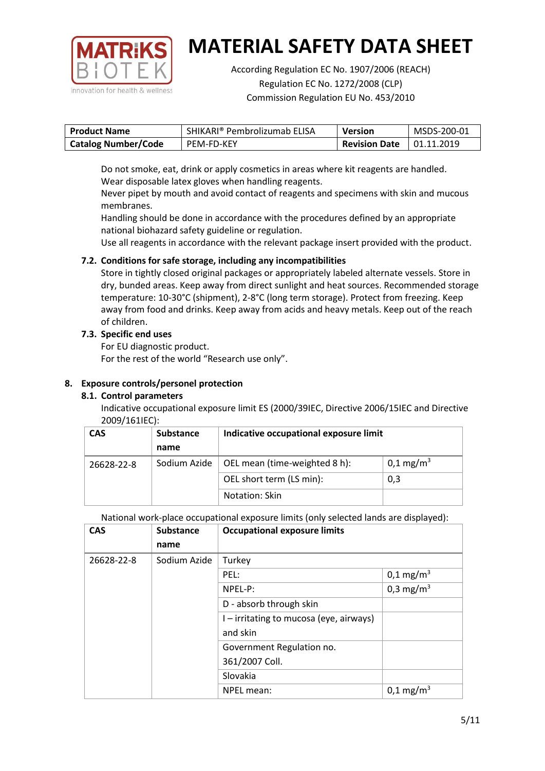Do not smoke, eat, drink or apply cosmetics in areas where kit reagents are handled.
Wear disposable latex gloves when handling reagents.
Never pipet by mouth and avoid contact of reagents and specimens with skin and mucous membranes.
Handling should be done in accordance with the procedures defined by an appropriate national biohazard safety guideline or regulation.
Use all reagents in accordance with the relevant package insert provided with the product.

### 7.2. Conditions for safe storage, including any incompatibilities

Store in tightly closed original packages or appropriately labeled alternate vessels. Store in dry, bunded areas. Keep away from direct sunlight and heat sources. Recommended storage temperature: 10-30°C (shipment), 2-8°C (long term storage). Protect from freezing. Keep away from food and drinks. Keep away from acids and heavy metals. Keep out of the reach of children.

### 7.3. Specific end uses

For EU diagnostic product.
For the rest of the world "Research use only".

## 8. Exposure controls/personel protection

### 8.1. Control parameters

Indicative occupational exposure limit ES (2000/39IEC, Directive 2006/15IEC and Directive 2009/161IEC):

| CAS | Substance name | Indicative occupational exposure limit | |
|---|---|---|---|
| 26628-22-8 | Sodium Azide | OEL mean (time-weighted 8 h): | 0,1 mg/m$^3$ |
| | | OEL short term (LS min): | 0,3 |
| | | Notation: Skin | |

National work-place occupational exposure limits (only selected lands are displayed):

| CAS | Substance name | Occupational exposure limits | |
|---|---|---|---|
| 26628-22-8 | Sodium Azide | Turkey | |
| | | PEL: | 0,1 mg/m$^3$ |
| | | NPEL-P: | 0,3 mg/m$^3$ |
| | | D - absorb through skin | |
| | | I – irritating to mucosa (eye, airways) and skin | |
| | | Government Regulation no. 361/2007 Coll. | |
| | | Slovakia | |
| | | NPEL mean: | 0,1 mg/m$^3$ |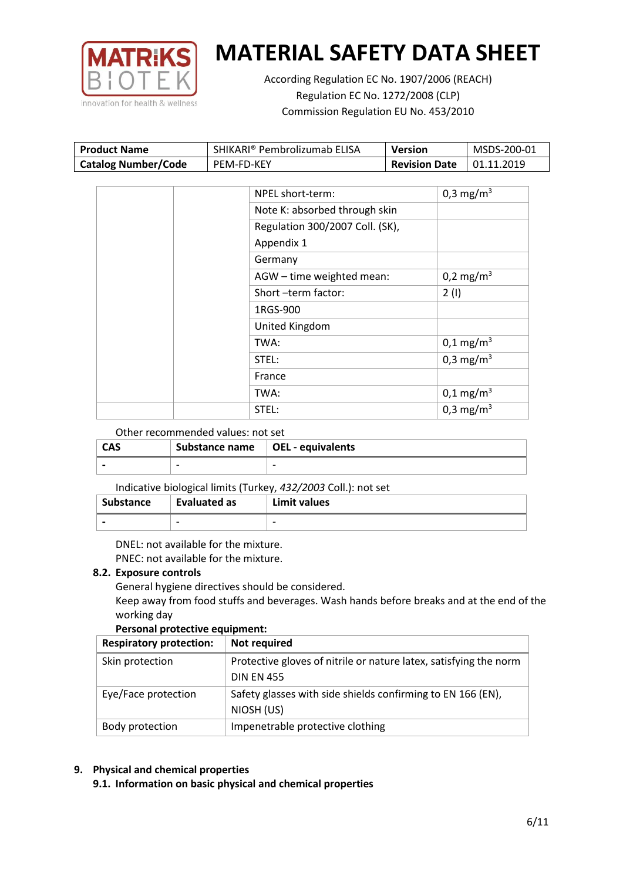# MATERIAL SAFETY DATA SHEET

According Regulation EC No. 1907/2006 (REACH)
Regulation EC No. 1272/2008 (CLP)
Commission Regulation EU No. 453/2010

| Product Name | SHIKARI® Pembrolizumab ELISA | Version | MSDS-200-01 |
|---|---|---|---|
| Catalog Number/Code | PEM-FD-KEY | Revision Date | 01.11.2019 |

| | | | |
|---|---|---|---|
| | | NPEL short-term: | 0,3 mg/m$^3$ |
| | | Note K: absorbed through skin | |
| | | Regulation 300/2007 Coll. (SK), Appendix 1 | |
| | | Germany | |
| | | AGW – time weighted mean: | 0,2 mg/m$^3$ |
| | | Short –term factor: | 2 (I) |
| | | 1RGS-900 | |
| | | United Kingdom | |
| | | TWA: | 0,1 mg/m$^3$ |
| | | STEL: | 0,3 mg/m$^3$ |
| | | France | |
| | | TWA: | 0,1 mg/m$^3$ |
| | | STEL: | 0,3 mg/m$^3$ |

Other recommended values: not set

| CAS | Substance name | OEL - equivalents |
|---|---|---|
| - | - | - |

Indicative biological limits (Turkey, *432/2003* Coll.): not set

| Substance | Evaluated as | Limit values |
|---|---|---|
| - | - | - |

DNEL: not available for the mixture.
PNEC: not available for the mixture.

### 8.2. Exposure controls

General hygiene directives should be considered.
Keep away from food stuffs and beverages. Wash hands before breaks and at the end of the working day

**Personal protective equipment:**

| Respiratory protection: | Not required |
|---|---|
| Skin protection | Protective gloves of nitrile or nature latex, satisfying the norm DIN EN 455 |
| Eye/Face protection | Safety glasses with side shields confirming to EN 166 (EN), NIOSH (US) |
| Body protection | Impenetrable protective clothing |

## 9. Physical and chemical properties

### 9.1. Information on basic physical and chemical properties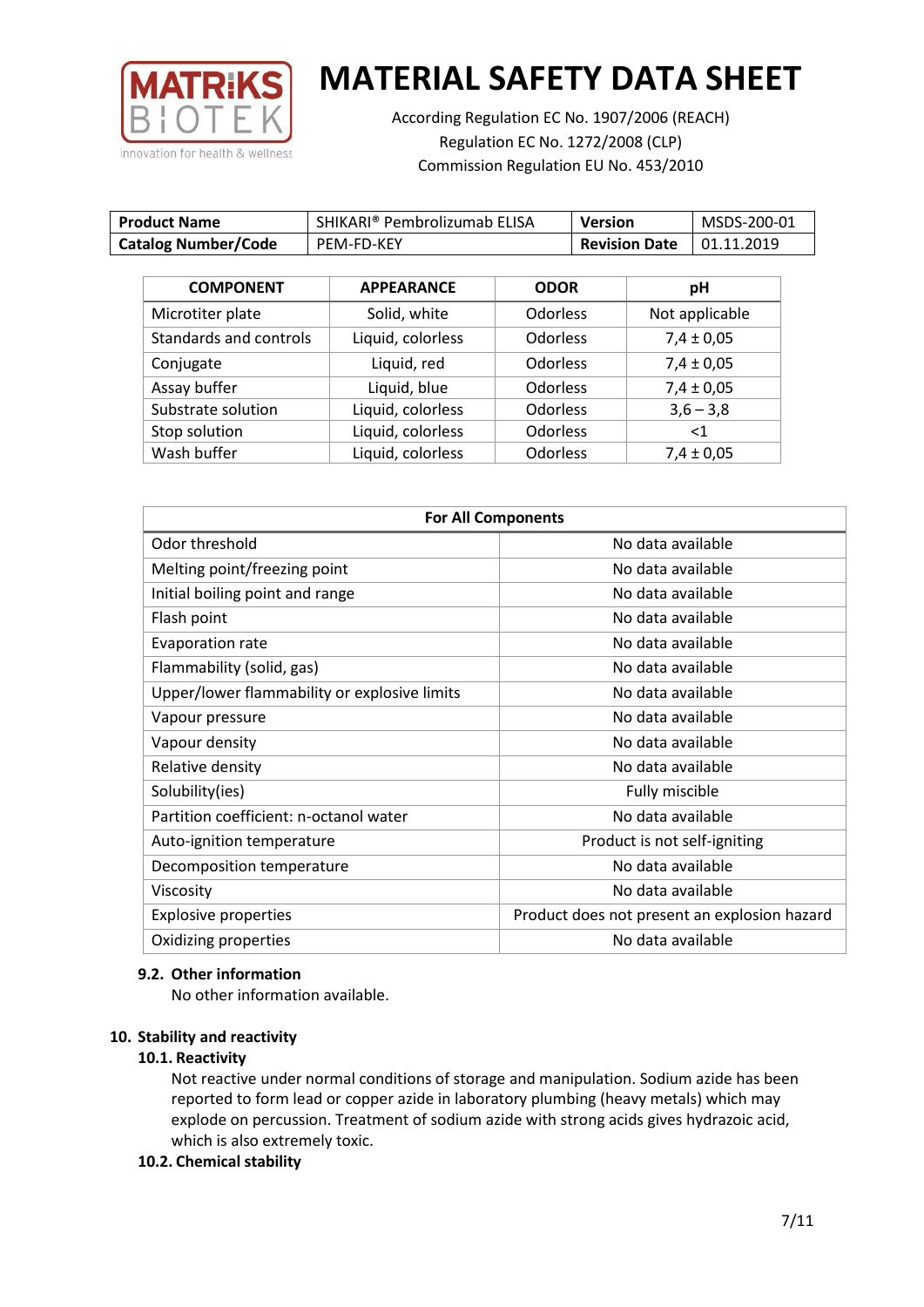# MATERIAL SAFETY DATA SHEET

According Regulation EC No. 1907/2006 (REACH)
Regulation EC No. 1272/2008 (CLP)
Commission Regulation EU No. 453/2010

| Product Name | SHIKARI® Pembrolizumab ELISA | Version | MSDS-200-01 |
|---|---|---|---|
| Catalog Number/Code | PEM-FD-KEY | Revision Date | 01.11.2019 |

| COMPONENT | APPEARANCE | ODOR | pH |
|---|---|---|---|
| Microtiter plate | Solid, white | Odorless | Not applicable |
| Standards and controls | Liquid, colorless | Odorless | 7,4 ± 0,05 |
| Conjugate | Liquid, red | Odorless | 7,4 ± 0,05 |
| Assay buffer | Liquid, blue | Odorless | 7,4 ± 0,05 |
| Substrate solution | Liquid, colorless | Odorless | 3,6 – 3,8 |
| Stop solution | Liquid, colorless | Odorless | <1 |
| Wash buffer | Liquid, colorless | Odorless | 7,4 ± 0,05 |

| For All Components | |
|---|---|
| Odor threshold | No data available |
| Melting point/freezing point | No data available |
| Initial boiling point and range | No data available |
| Flash point | No data available |
| Evaporation rate | No data available |
| Flammability (solid, gas) | No data available |
| Upper/lower flammability or explosive limits | No data available |
| Vapour pressure | No data available |
| Vapour density | No data available |
| Relative density | No data available |
| Solubility(ies) | Fully miscible |
| Partition coefficient: n-octanol water | No data available |
| Auto-ignition temperature | Product is not self-igniting |
| Decomposition temperature | No data available |
| Viscosity | No data available |
| Explosive properties | Product does not present an explosion hazard |
| Oxidizing properties | No data available |

### 9.2. Other information

No other information available.

## 10. Stability and reactivity

### 10.1. Reactivity

Not reactive under normal conditions of storage and manipulation. Sodium azide has been reported to form lead or copper azide in laboratory plumbing (heavy metals) which may explode on percussion. Treatment of sodium azide with strong acids gives hydrazoic acid, which is also extremely toxic.

### 10.2. Chemical stability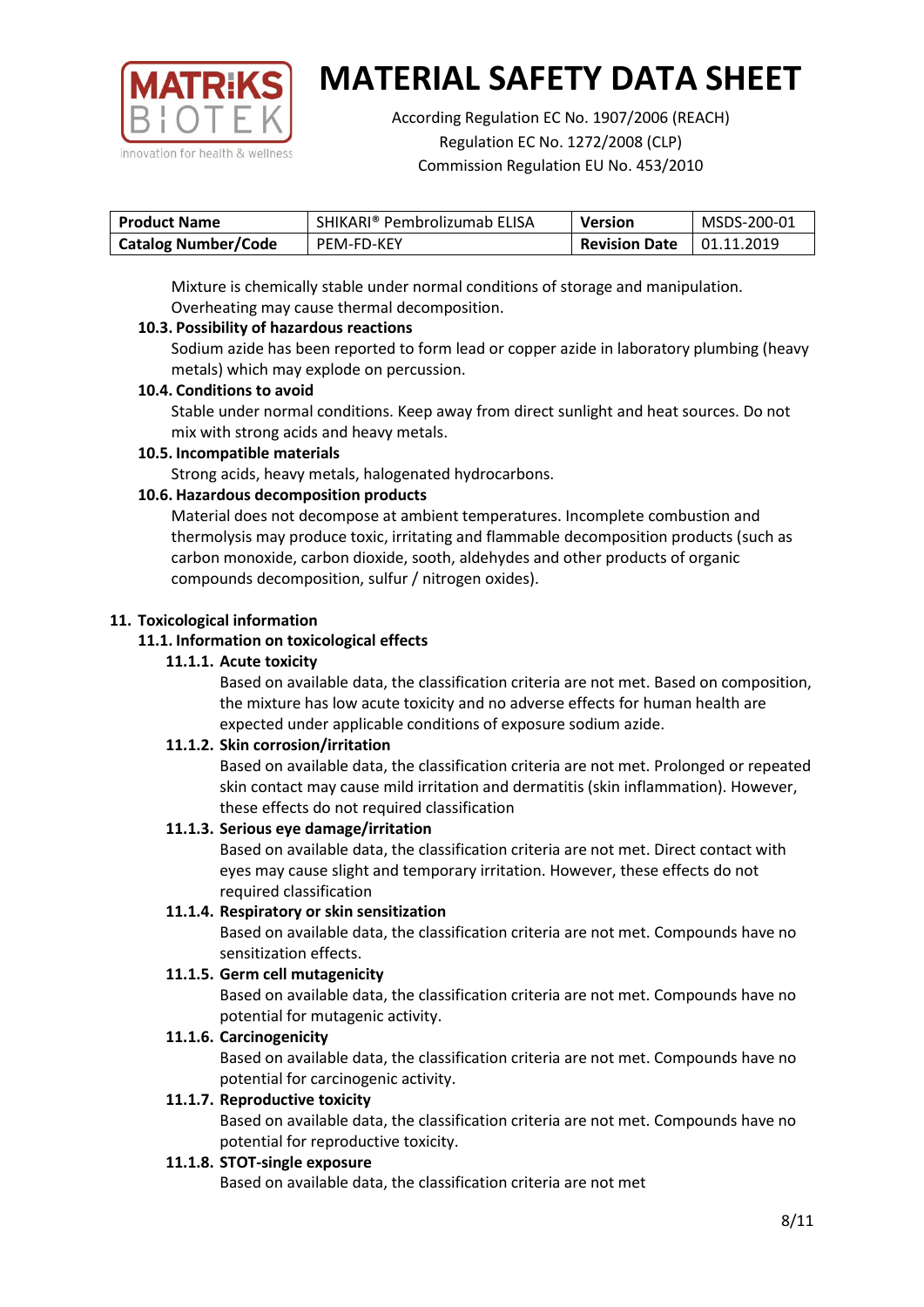Mixture is chemically stable under normal conditions of storage and manipulation. Overheating may cause thermal decomposition.

**10.3. Possibility of hazardous reactions**

Sodium azide has been reported to form lead or copper azide in laboratory plumbing (heavy metals) which may explode on percussion.

**10.4. Conditions to avoid**

Stable under normal conditions. Keep away from direct sunlight and heat sources. Do not mix with strong acids and heavy metals.

**10.5. Incompatible materials**

Strong acids, heavy metals, halogenated hydrocarbons.

**10.6. Hazardous decomposition products**

Material does not decompose at ambient temperatures. Incomplete combustion and thermolysis may produce toxic, irritating and flammable decomposition products (such as carbon monoxide, carbon dioxide, sooth, aldehydes and other products of organic compounds decomposition, sulfur / nitrogen oxides).

## 11. Toxicological information

### 11.1. Information on toxicological effects

#### 11.1.1. Acute toxicity

Based on available data, the classification criteria are not met. Based on composition, the mixture has low acute toxicity and no adverse effects for human health are expected under applicable conditions of exposure sodium azide.

#### 11.1.2. Skin corrosion/irritation

Based on available data, the classification criteria are not met. Prolonged or repeated skin contact may cause mild irritation and dermatitis (skin inflammation). However, these effects do not required classification

#### 11.1.3. Serious eye damage/irritation

Based on available data, the classification criteria are not met. Direct contact with eyes may cause slight and temporary irritation. However, these effects do not required classification

#### 11.1.4. Respiratory or skin sensitization

Based on available data, the classification criteria are not met. Compounds have no sensitization effects.

#### 11.1.5. Germ cell mutagenicity

Based on available data, the classification criteria are not met. Compounds have no potential for mutagenic activity.

#### 11.1.6. Carcinogenicity

Based on available data, the classification criteria are not met. Compounds have no potential for carcinogenic activity.

#### 11.1.7. Reproductive toxicity

Based on available data, the classification criteria are not met. Compounds have no potential for reproductive toxicity.

#### 11.1.8. STOT-single exposure

Based on available data, the classification criteria are not met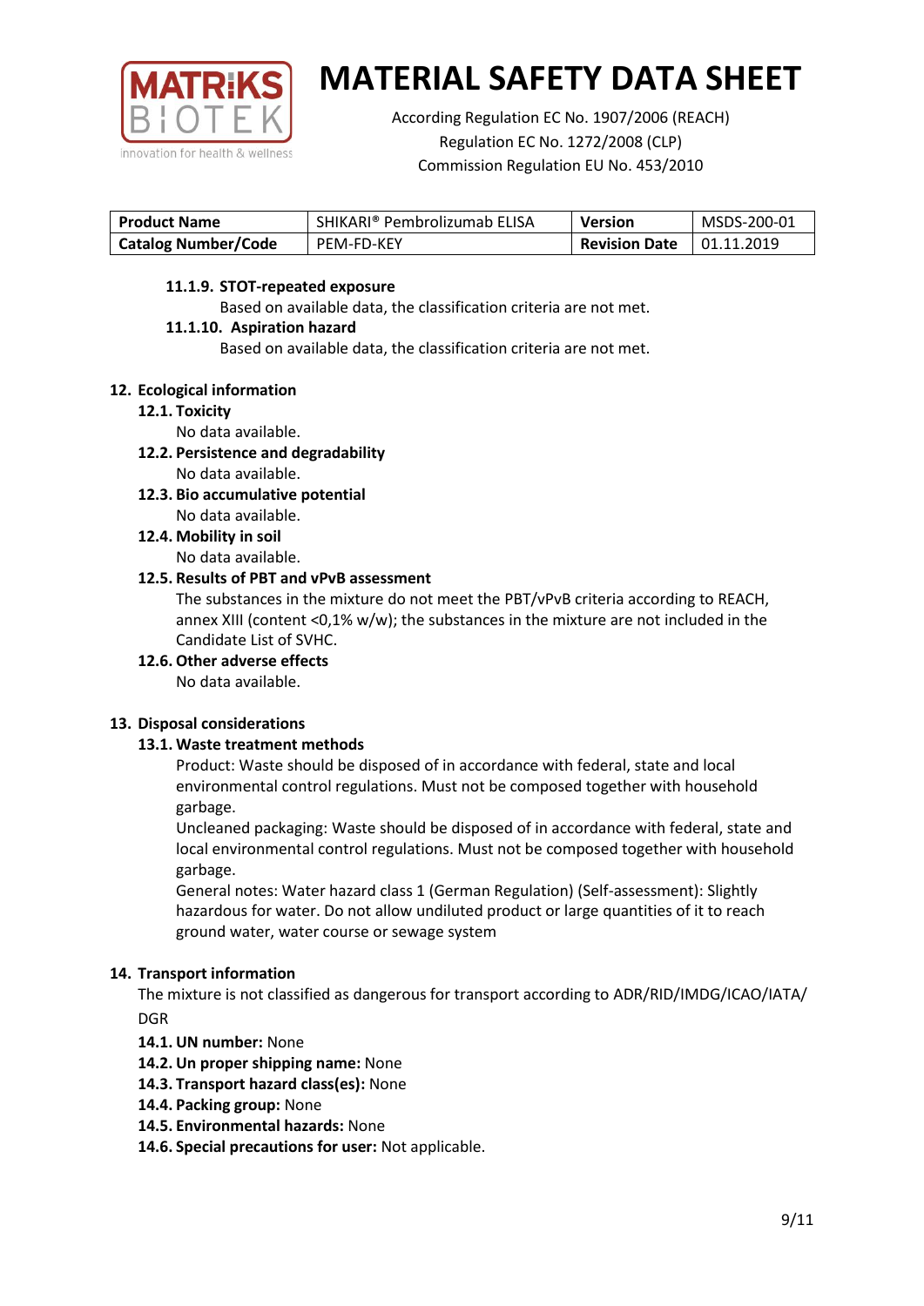#### 11.1.9. STOT-repeated exposure

Based on available data, the classification criteria are not met.

#### 11.1.10. Aspiration hazard

Based on available data, the classification criteria are not met.

## 12. Ecological information

### 12.1. Toxicity

No data available.

### 12.2. Persistence and degradability

No data available.

### 12.3. Bio accumulative potential

No data available.

### 12.4. Mobility in soil

No data available.

### 12.5. Results of PBT and vPvB assessment

The substances in the mixture do not meet the PBT/vPvB criteria according to REACH, annex XIII (content <0,1% w/w); the substances in the mixture are not included in the Candidate List of SVHC.

### 12.6. Other adverse effects

No data available.

## 13. Disposal considerations

### 13.1. Waste treatment methods

Product: Waste should be disposed of in accordance with federal, state and local environmental control regulations. Must not be composed together with household garbage.

Uncleaned packaging: Waste should be disposed of in accordance with federal, state and local environmental control regulations. Must not be composed together with household garbage.

General notes: Water hazard class 1 (German Regulation) (Self-assessment): Slightly hazardous for water. Do not allow undiluted product or large quantities of it to reach ground water, water course or sewage system

## 14. Transport information

The mixture is not classified as dangerous for transport according to ADR/RID/IMDG/ICAO/IATA/DGR

**14.1. UN number:** None

**14.2. Un proper shipping name:** None

**14.3. Transport hazard class(es):** None

**14.4. Packing group:** None

**14.5. Environmental hazards:** None

**14.6. Special precautions for user:** Not applicable.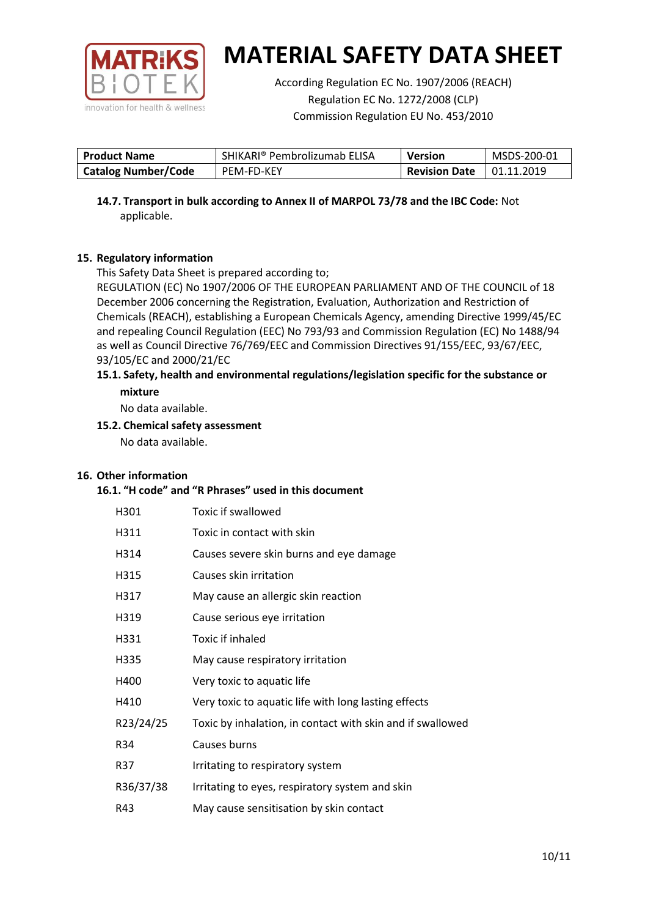# MATERIAL SAFETY DATA SHEET

According Regulation EC No. 1907/2006 (REACH)
Regulation EC No. 1272/2008 (CLP)
Commission Regulation EU No. 453/2010

| **Product Name** | SHIKARI® Pembrolizumab ELISA | **Version** | MSDS-200-01 |
|---|---|---|---|
| **Catalog Number/Code** | PEM-FD-KEY | **Revision Date** | 01.11.2019 |

**14.7. Transport in bulk according to Annex II of MARPOL 73/78 and the IBC Code:** Not applicable.

## 15. Regulatory information

This Safety Data Sheet is prepared according to;
REGULATION (EC) No 1907/2006 OF THE EUROPEAN PARLIAMENT AND OF THE COUNCIL of 18 December 2006 concerning the Registration, Evaluation, Authorization and Restriction of Chemicals (REACH), establishing a European Chemicals Agency, amending Directive 1999/45/EC and repealing Council Regulation (EEC) No 793/93 and Commission Regulation (EC) No 1488/94 as well as Council Directive 76/769/EEC and Commission Directives 91/155/EEC, 93/67/EEC, 93/105/EC and 2000/21/EC

### 15.1. Safety, health and environmental regulations/legislation specific for the substance or mixture

No data available.

### 15.2. Chemical safety assessment

No data available.

## 16. Other information

### 16.1. "H code" and "R Phrases" used in this document

| | |
|---|---|
| H301 | Toxic if swallowed |
| H311 | Toxic in contact with skin |
| H314 | Causes severe skin burns and eye damage |
| H315 | Causes skin irritation |
| H317 | May cause an allergic skin reaction |
| H319 | Cause serious eye irritation |
| H331 | Toxic if inhaled |
| H335 | May cause respiratory irritation |
| H400 | Very toxic to aquatic life |
| H410 | Very toxic to aquatic life with long lasting effects |
| R23/24/25 | Toxic by inhalation, in contact with skin and if swallowed |
| R34 | Causes burns |
| R37 | Irritating to respiratory system |
| R36/37/38 | Irritating to eyes, respiratory system and skin |
| R43 | May cause sensitisation by skin contact |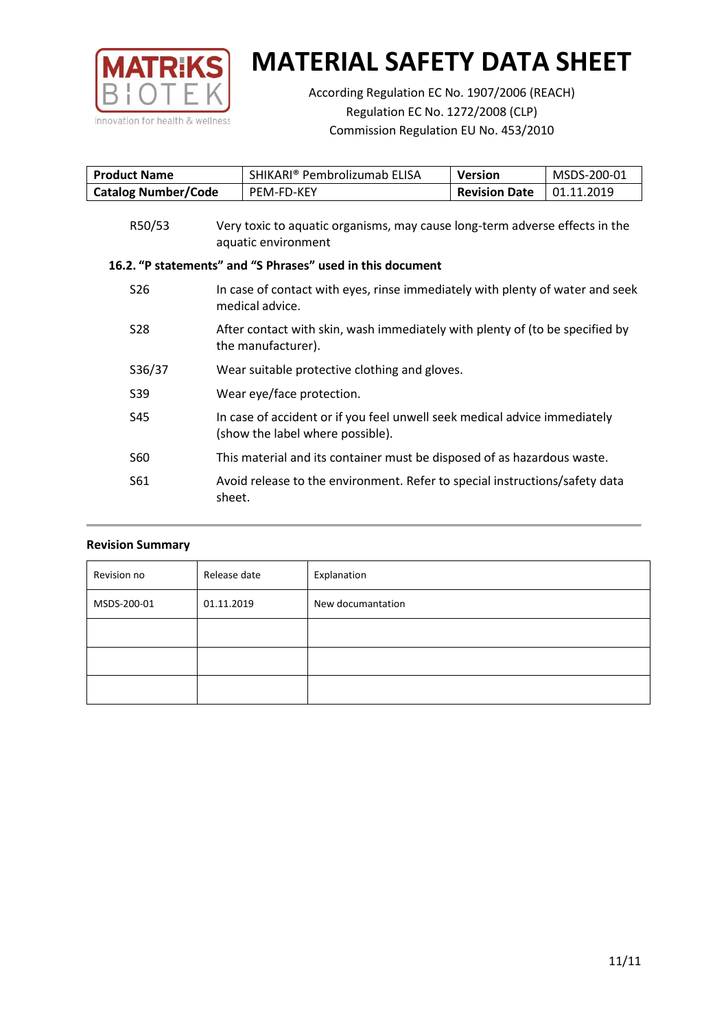| | |
|---|---|
| R50/53 | Very toxic to aquatic organisms, may cause long-term adverse effects in the aquatic environment |

### 16.2. “P statements” and “S Phrases” used in this document

| | |
|---|---|
| S26 | In case of contact with eyes, rinse immediately with plenty of water and seek medical advice. |
| S28 | After contact with skin, wash immediately with plenty of (to be specified by the manufacturer). |
| S36/37 | Wear suitable protective clothing and gloves. |
| S39 | Wear eye/face protection. |
| S45 | In case of accident or if you feel unwell seek medical advice immediately (show the label where possible). |
| S60 | This material and its container must be disposed of as hazardous waste. |
| S61 | Avoid release to the environment. Refer to special instructions/safety data sheet. |

**Revision Summary**

| Revision no | Release date | Explanation |
|---|---|---|
| MSDS-200-01 | 01.11.2019 | New documantation |
| | | |
| | | |
| | | |